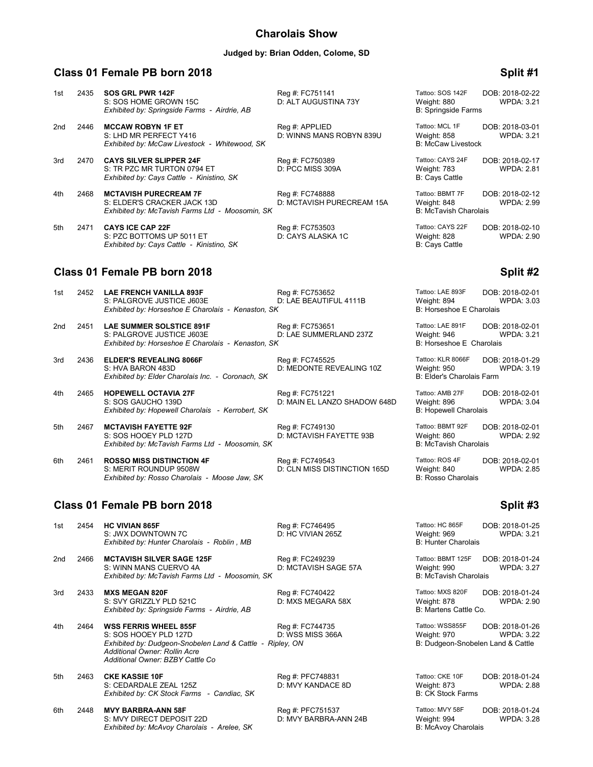# Charolais Show

**Judged by: Brian Odden, Colome, SD**

## Class 01 Female PB born 2018 — Split #1

1st 2435 **SOS GRL PWR 142F**
S: SOS HOME GROWN 15C
*Exhibited by: Springside Farms - Airdrie, AB*
Reg #: FC751141
D: ALT AUGUSTINA 73Y
Tattoo: SOS 142F
Weight: 880
B: Springside Farms
DOB: 2018-02-22
WPDA: 3.21

2nd 2446 **MCCAW ROBYN 1F ET**
S: LHD MR PERFECT Y416
*Exhibited by: McCaw Livestock - Whitewood, SK*
Reg #: APPLIED
D: WINNS MANS ROBYN 839U
Tattoo: MCL 1F
Weight: 858
B: McCaw Livestock
DOB: 2018-03-01
WPDA: 3.21

3rd 2470 **CAYS SILVER SLIPPER 24F**
S: TR PZC MR TURTON 0794 ET
*Exhibited by: Cays Cattle - Kinistino, SK*
Reg #: FC750389
D: PCC MISS 309A
Tattoo: CAYS 24F
Weight: 783
B: Cays Cattle
DOB: 2018-02-17
WPDA: 2.81

4th 2468 **MCTAVISH PURECREAM 7F**
S: ELDER'S CRACKER JACK 13D
*Exhibited by: McTavish Farms Ltd - Moosomin, SK*
Reg #: FC748888
D: MCTAVISH PURECREAM 15A
Tattoo: BBMT 7F
Weight: 848
B: McTavish Charolais
DOB: 2018-02-12
WPDA: 2.99

5th 2471 **CAYS ICE CAP 22F**
S: PZC BOTTOMS UP 5011 ET
*Exhibited by: Cays Cattle - Kinistino, SK*
Reg #: FC753503
D: CAYS ALASKA 1C
Tattoo: CAYS 22F
Weight: 828
B: Cays Cattle
DOB: 2018-02-10
WPDA: 2.90

## Class 01 Female PB born 2018 — Split #2

1st 2452 **LAE FRENCH VANILLA 893F**
S: PALGROVE JUSTICE J603E
*Exhibited by: Horseshoe E Charolais - Kenaston, SK*
Reg #: FC753652
D: LAE BEAUTIFUL 4111B
Tattoo: LAE 893F
Weight: 894
B: Horseshoe E Charolais
DOB: 2018-02-01
WPDA: 3.03

2nd 2451 **LAE SUMMER SOLSTICE 891F**
S: PALGROVE JUSTICE J603E
*Exhibited by: Horseshoe E Charolais - Kenaston, SK*
Reg #: FC753651
D: LAE SUMMERLAND 237Z
Tattoo: LAE 891F
Weight: 946
B: Horseshoe E Charolais
DOB: 2018-02-01
WPDA: 3.21

3rd 2436 **ELDER'S REVEALING 8066F**
S: HVA BARON 483D
*Exhibited by: Elder Charolais Inc. - Coronach, SK*
Reg #: FC745525
D: MEDONTE REVEALING 10Z
Tattoo: KLR 8066F
Weight: 950
B: Elder's Charolais Farm
DOB: 2018-01-29
WPDA: 3.19

4th 2465 **HOPEWELL OCTAVIA 27F**
S: SOS GAUCHO 139D
*Exhibited by: Hopewell Charolais - Kerrobert, SK*
Reg #: FC751221
D: MAIN EL LANZO SHADOW 648D
Tattoo: AMB 27F
Weight: 896
B: Hopewell Charolais
DOB: 2018-02-01
WPDA: 3.04

5th 2467 **MCTAVISH FAYETTE 92F**
S: SOS HOOEY PLD 127D
*Exhibited by: McTavish Farms Ltd - Moosomin, SK*
Reg #: FC749130
D: MCTAVISH FAYETTE 93B
Tattoo: BBMT 92F
Weight: 860
B: McTavish Charolais
DOB: 2018-02-01
WPDA: 2.92

6th 2461 **ROSSO MISS DISTINCTION 4F**
S: MERIT ROUNDUP 9508W
*Exhibited by: Rosso Charolais - Moose Jaw, SK*
Reg #: FC749543
D: CLN MISS DISTINCTION 165D
Tattoo: ROS 4F
Weight: 840
B: Rosso Charolais
DOB: 2018-02-01
WPDA: 2.85

## Class 01 Female PB born 2018 — Split #3

1st 2454 **HC VIVIAN 865F**
S: JWX DOWNTOWN 7C
*Exhibited by: Hunter Charolais - Roblin , MB*
Reg #: FC746495
D: HC VIVIAN 265Z
Tattoo: HC 865F
Weight: 969
B: Hunter Charolais
DOB: 2018-01-25
WPDA: 3.21

2nd 2466 **MCTAVISH SILVER SAGE 125F**
S: WINN MANS CUERVO 4A
*Exhibited by: McTavish Farms Ltd - Moosomin, SK*
Reg #: FC249239
D: MCTAVISH SAGE 57A
Tattoo: BBMT 125F
Weight: 990
B: McTavish Charolais
DOB: 2018-01-24
WPDA: 3.27

3rd 2433 **MXS MEGAN 820F**
S: SVY GRIZZLY PLD 521C
*Exhibited by: Springside Farms - Airdrie, AB*
Reg #: FC740422
D: MXS MEGARA 58X
Tattoo: MXS 820F
Weight: 878
B: Martens Cattle Co.
DOB: 2018-01-24
WPDA: 2.90

4th 2464 **WSS FERRIS WHEEL 855F**
S: SOS HOOEY PLD 127D
*Exhibited by: Dudgeon-Snobelen Land & Cattle - Ripley, ON*
*Additional Owner: Rollin Acre*
*Additional Owner: BZBY Cattle Co*
Reg #: FC744735
D: WSS MISS 366A
Tattoo: WSS855F
Weight: 970
B: Dudgeon-Snobelen Land & Cattle
DOB: 2018-01-26
WPDA: 3.22

5th 2463 **CKE KASSIE 10F**
S: CEDARDALE ZEAL 125Z
*Exhibited by: CK Stock Farms - Candiac, SK*
Reg #: PFC748831
D: MVY KANDACE 8D
Tattoo: CKE 10F
Weight: 873
B: CK Stock Farms
DOB: 2018-01-24
WPDA: 2.88

6th 2448 **MVY BARBRA-ANN 58F**
S: MVY DIRECT DEPOSIT 22D
*Exhibited by: McAvoy Charolais - Arelee, SK*
Reg #: PFC751537
D: MVY BARBRA-ANN 24B
Tattoo: MVY 58F
Weight: 994
B: McAvoy Charolais
DOB: 2018-01-24
WPDA: 3.28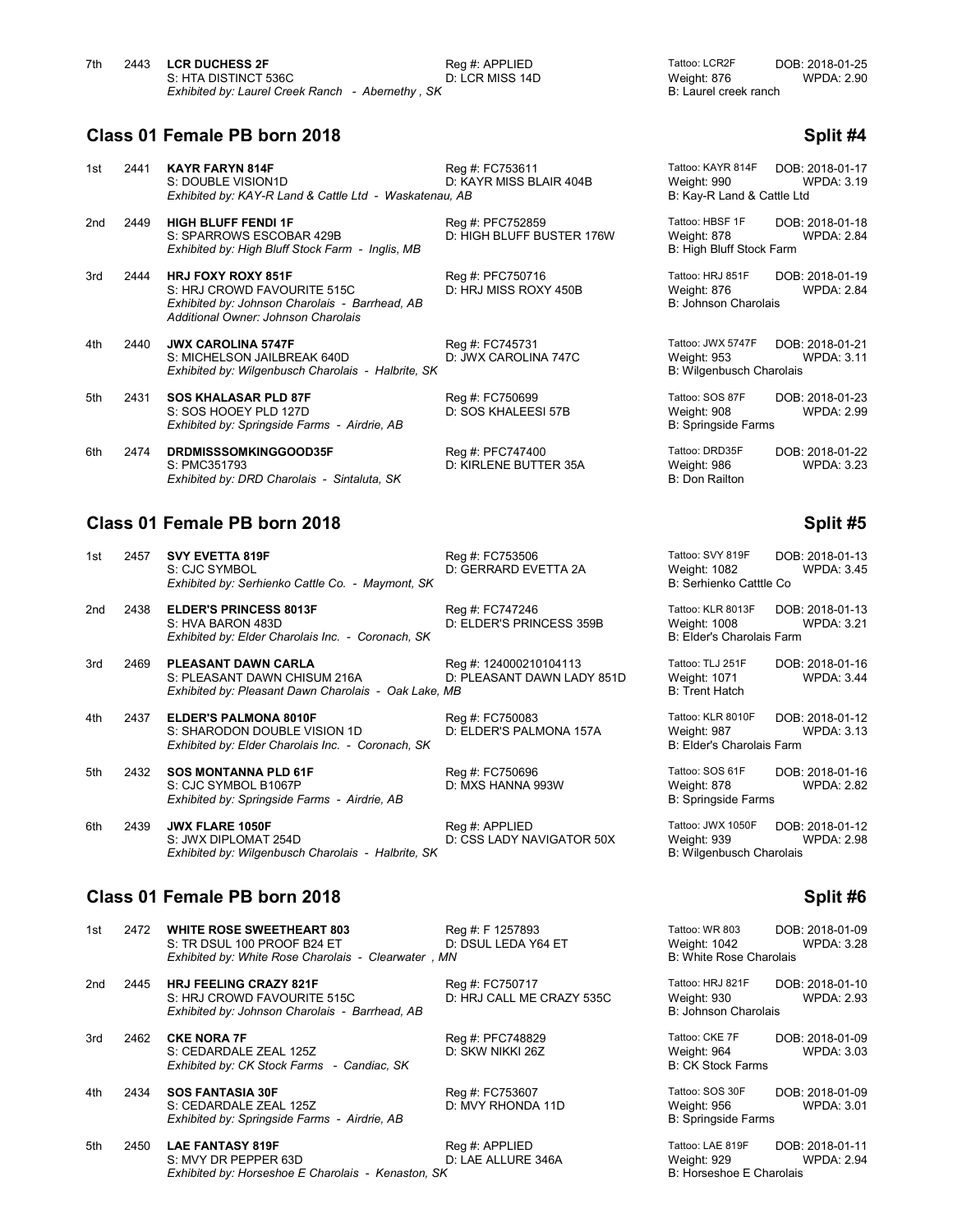7th 2443 **LCR DUCHESS 2F** Reg #: APPLIED Tattoo: LCR2F DOB: 2018-01-25
S: HTA DISTINCT 536C D: LCR MISS 14D Weight: 876 WPDA: 2.90
*Exhibited by: Laurel Creek Ranch - Abernethy , SK* B: Laurel creek ranch

## Class 01 Female PB born 2018 — Split #4

1st 2441 **KAYR FARYN 814F** Reg #: FC753611 Tattoo: KAYR 814F DOB: 2018-01-17
S: DOUBLE VISION1D D: KAYR MISS BLAIR 404B Weight: 990 WPDA: 3.19
*Exhibited by: KAY-R Land & Cattle Ltd - Waskatenau, AB* B: Kay-R Land & Cattle Ltd

2nd 2449 **HIGH BLUFF FENDI 1F** Reg #: PFC752859 Tattoo: HBSF 1F DOB: 2018-01-18
S: SPARROWS ESCOBAR 429B D: HIGH BLUFF BUSTER 176W Weight: 878 WPDA: 2.84
*Exhibited by: High Bluff Stock Farm - Inglis, MB* B: High Bluff Stock Farm

3rd 2444 **HRJ FOXY ROXY 851F** Reg #: PFC750716 Tattoo: HRJ 851F DOB: 2018-01-19
S: HRJ CROWD FAVOURITE 515C D: HRJ MISS ROXY 450B Weight: 876 WPDA: 2.84
*Exhibited by: Johnson Charolais - Barrhead, AB* B: Johnson Charolais
*Additional Owner: Johnson Charolais*

4th 2440 **JWX CAROLINA 5747F** Reg #: FC745731 Tattoo: JWX 5747F DOB: 2018-01-21
S: MICHELSON JAILBREAK 640D D: JWX CAROLINA 747C Weight: 953 WPDA: 3.11
*Exhibited by: Wilgenbusch Charolais - Halbrite, SK* B: Wilgenbusch Charolais

5th 2431 **SOS KHALASAR PLD 87F** Reg #: FC750699 Tattoo: SOS 87F DOB: 2018-01-23
S: SOS HOOEY PLD 127D D: SOS KHALEESI 57B Weight: 908 WPDA: 2.99
*Exhibited by: Springside Farms - Airdrie, AB* B: Springside Farms

6th 2474 **DRDMISSSOMKINGGOOD35F** Reg #: PFC747400 Tattoo: DRD35F DOB: 2018-01-22
S: PMC351793 D: KIRLENE BUTTER 35A Weight: 986 WPDA: 3.23
*Exhibited by: DRD Charolais - Sintaluta, SK* B: Don Railton

## Class 01 Female PB born 2018 — Split #5

1st 2457 **SVY EVETTA 819F** Reg #: FC753506 Tattoo: SVY 819F DOB: 2018-01-13
S: CJC SYMBOL D: GERRARD EVETTA 2A Weight: 1082 WPDA: 3.45
*Exhibited by: Serhienko Cattle Co. - Maymont, SK* B: Serhienko Catttle Co

2nd 2438 **ELDER'S PRINCESS 8013F** Reg #: FC747246 Tattoo: KLR 8013F DOB: 2018-01-13
S: HVA BARON 483D D: ELDER'S PRINCESS 359B Weight: 1008 WPDA: 3.21
*Exhibited by: Elder Charolais Inc. - Coronach, SK* B: Elder's Charolais Farm

3rd 2469 **PLEASANT DAWN CARLA** Reg #: 124000210104113 Tattoo: TLJ 251F DOB: 2018-01-16
S: PLEASANT DAWN CHISUM 216A D: PLEASANT DAWN LADY 851D Weight: 1071 WPDA: 3.44
*Exhibited by: Pleasant Dawn Charolais - Oak Lake, MB* B: Trent Hatch

4th 2437 **ELDER'S PALMONA 8010F** Reg #: FC750083 Tattoo: KLR 8010F DOB: 2018-01-12
S: SHARODON DOUBLE VISION 1D D: ELDER'S PALMONA 157A Weight: 987 WPDA: 3.13
*Exhibited by: Elder Charolais Inc. - Coronach, SK* B: Elder's Charolais Farm

5th 2432 **SOS MONTANNA PLD 61F** Reg #: FC750696 Tattoo: SOS 61F DOB: 2018-01-16
S: CJC SYMBOL B1067P D: MXS HANNA 993W Weight: 878 WPDA: 2.82
*Exhibited by: Springside Farms - Airdrie, AB* B: Springside Farms

6th 2439 **JWX FLARE 1050F** Reg #: APPLIED Tattoo: JWX 1050F DOB: 2018-01-12
S: JWX DIPLOMAT 254D D: CSS LADY NAVIGATOR 50X Weight: 939 WPDA: 2.98
*Exhibited by: Wilgenbusch Charolais - Halbrite, SK* B: Wilgenbusch Charolais

## Class 01 Female PB born 2018 — Split #6

1st 2472 **WHITE ROSE SWEETHEART 803** Reg #: F 1257893 Tattoo: WR 803 DOB: 2018-01-09
S: TR DSUL 100 PROOF B24 ET D: DSUL LEDA Y64 ET Weight: 1042 WPDA: 3.28
*Exhibited by: White Rose Charolais - Clearwater , MN* B: White Rose Charolais

2nd 2445 **HRJ FEELING CRAZY 821F** Reg #: FC750717 Tattoo: HRJ 821F DOB: 2018-01-10
S: HRJ CROWD FAVOURITE 515C D: HRJ CALL ME CRAZY 535C Weight: 930 WPDA: 2.93
*Exhibited by: Johnson Charolais - Barrhead, AB* B: Johnson Charolais

3rd 2462 **CKE NORA 7F** Reg #: PFC748829 Tattoo: CKE 7F DOB: 2018-01-09
S: CEDARDALE ZEAL 125Z D: SKW NIKKI 26Z Weight: 964 WPDA: 3.03
*Exhibited by: CK Stock Farms - Candiac, SK* B: CK Stock Farms

4th 2434 **SOS FANTASIA 30F** Reg #: FC753607 Tattoo: SOS 30F DOB: 2018-01-09
S: CEDARDALE ZEAL 125Z D: MVY RHONDA 11D Weight: 956 WPDA: 3.01
*Exhibited by: Springside Farms - Airdrie, AB* B: Springside Farms

5th 2450 **LAE FANTASY 819F** Reg #: APPLIED Tattoo: LAE 819F DOB: 2018-01-11
S: MVY DR PEPPER 63D D: LAE ALLURE 346A Weight: 929 WPDA: 2.94
*Exhibited by: Horseshoe E Charolais - Kenaston, SK* B: Horseshoe E Charolais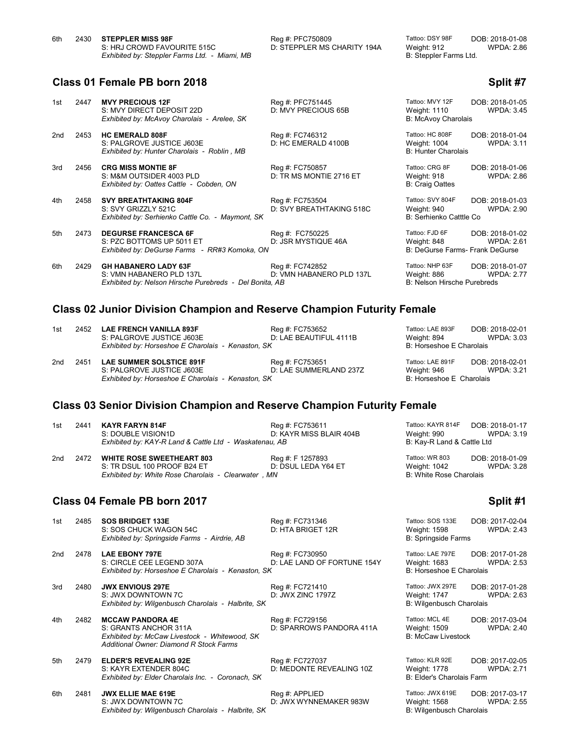6th 2430 **STEPPLER MISS 98F** Reg #: PFC750809 Tattoo: DSY 98F DOB: 2018-01-08
S: HRJ CROWD FAVOURITE 515C D: STEPPLER MS CHARITY 194A Weight: 912 WPDA: 2.86
*Exhibited by: Steppler Farms Ltd. - Miami, MB* B: Steppler Farms Ltd.

## Class 01 Female PB born 2018 — Split #7

1st 2447 **MVY PRECIOUS 12F** Reg #: PFC751445 Tattoo: MVY 12F DOB: 2018-01-05
S: MVY DIRECT DEPOSIT 22D D: MVY PRECIOUS 65B Weight: 1110 WPDA: 3.45
*Exhibited by: McAvoy Charolais - Arelee, SK* B: McAvoy Charolais

2nd 2453 **HC EMERALD 808F** Reg #: FC746312 Tattoo: HC 808F DOB: 2018-01-04
S: PALGROVE JUSTICE J603E D: HC EMERALD 4100B Weight: 1004 WPDA: 3.11
*Exhibited by: Hunter Charolais - Roblin , MB* B: Hunter Charolais

3rd 2456 **CRG MISS MONTIE 8F** Reg #: FC750857 Tattoo: CRG 8F DOB: 2018-01-06
S: M&M OUTSIDER 4003 PLD D: TR MS MONTIE 2716 ET Weight: 918 WPDA: 2.86
*Exhibited by: Oattes Cattle - Cobden, ON* B: Craig Oattes

4th 2458 **SVY BREATHTAKING 804F** Reg #: FC753504 Tattoo: SVY 804F DOB: 2018-01-03
S: SVY GRIZZLY 521C D: SVY BREATHTAKING 518C Weight: 940 WPDA: 2.90
*Exhibited by: Serhienko Cattle Co. - Maymont, SK* B: Serhienko Catttle Co

5th 2473 **DEGURSE FRANCESCA 6F** Reg #: FC750225 Tattoo: FJD 6F DOB: 2018-01-02
S: PZC BOTTOMS UP 5011 ET D: JSR MYSTIQUE 46A Weight: 848 WPDA: 2.61
*Exhibited by: DeGurse Farms - RR#3 Komoka, ON* B: DeGurse Farms- Frank DeGurse

6th 2429 **GH HABANERO LADY 63F** Reg #: FC742852 Tattoo: NHP 63F DOB: 2018-01-07
S: VMN HABANERO PLD 137L D: VMN HABANERO PLD 137L Weight: 886 WPDA: 2.77
*Exhibited by: Nelson Hirsche Purebreds - Del Bonita, AB* B: Nelson Hirsche Purebreds

## Class 02 Junior Division Champion and Reserve Champion Futurity Female

1st 2452 **LAE FRENCH VANILLA 893F** Reg #: FC753652 Tattoo: LAE 893F DOB: 2018-02-01
S: PALGROVE JUSTICE J603E D: LAE BEAUTIFUL 4111B Weight: 894 WPDA: 3.03
*Exhibited by: Horseshoe E Charolais - Kenaston, SK* B: Horseshoe E Charolais

2nd 2451 **LAE SUMMER SOLSTICE 891F** Reg #: FC753651 Tattoo: LAE 891F DOB: 2018-02-01
S: PALGROVE JUSTICE J603E D: LAE SUMMERLAND 237Z Weight: 946 WPDA: 3.21
*Exhibited by: Horseshoe E Charolais - Kenaston, SK* B: Horseshoe E Charolais

## Class 03 Senior Division Champion and Reserve Champion Futurity Female

1st 2441 **KAYR FARYN 814F** Reg #: FC753611 Tattoo: KAYR 814F DOB: 2018-01-17
S: DOUBLE VISION1D D: KAYR MISS BLAIR 404B Weight: 990 WPDA: 3.19
*Exhibited by: KAY-R Land & Cattle Ltd - Waskatenau, AB* B: Kay-R Land & Cattle Ltd

2nd 2472 **WHITE ROSE SWEETHEART 803** Reg #: F 1257893 Tattoo: WR 803 DOB: 2018-01-09
S: TR DSUL 100 PROOF B24 ET D: DSUL LEDA Y64 ET Weight: 1042 WPDA: 3.28
*Exhibited by: White Rose Charolais - Clearwater , MN* B: White Rose Charolais

## Class 04 Female PB born 2017 — Split #1

1st 2485 **SOS BRIDGET 133E** Reg #: FC731346 Tattoo: SOS 133E DOB: 2017-02-04
S: SOS CHUCK WAGON 54C D: HTA BRIGET 12R Weight: 1598 WPDA: 2.43
*Exhibited by: Springside Farms - Airdrie, AB* B: Springside Farms

2nd 2478 **LAE EBONY 797E** Reg #: FC730950 Tattoo: LAE 797E DOB: 2017-01-28
S: CIRCLE CEE LEGEND 307A D: LAE LAND OF FORTUNE 154Y Weight: 1683 WPDA: 2.53
*Exhibited by: Horseshoe E Charolais - Kenaston, SK* B: Horseshoe E Charolais

3rd 2480 **JWX ENVIOUS 297E** Reg #: FC721410 Tattoo: JWX 297E DOB: 2017-01-28
S: JWX DOWNTOWN 7C D: JWX ZINC 1797Z Weight: 1747 WPDA: 2.63
*Exhibited by: Wilgenbusch Charolais - Halbrite, SK* B: Wilgenbusch Charolais

4th 2482 **MCCAW PANDORA 4E** Reg #: FC729156 Tattoo: MCL 4E DOB: 2017-03-04
S: GRANTS ANCHOR 311A D: SPARROWS PANDORA 411A Weight: 1509 WPDA: 2.40
*Exhibited by: McCaw Livestock - Whitewood, SK* B: McCaw Livestock
*Additional Owner: Diamond R Stock Farms*

5th 2479 **ELDER'S REVEALING 92E** Reg #: FC727037 Tattoo: KLR 92E DOB: 2017-02-05
S: KAYR EXTENDER 804C D: MEDONTE REVEALING 10Z Weight: 1778 WPDA: 2.71
*Exhibited by: Elder Charolais Inc. - Coronach, SK* B: Elder's Charolais Farm

6th 2481 **JWX ELLIE MAE 619E** Reg #: APPLIED Tattoo: JWX 619E DOB: 2017-03-17
S: JWX DOWNTOWN 7C D: JWX WYNNEMAKER 983W Weight: 1568 WPDA: 2.55
*Exhibited by: Wilgenbusch Charolais - Halbrite, SK* B: Wilgenbusch Charolais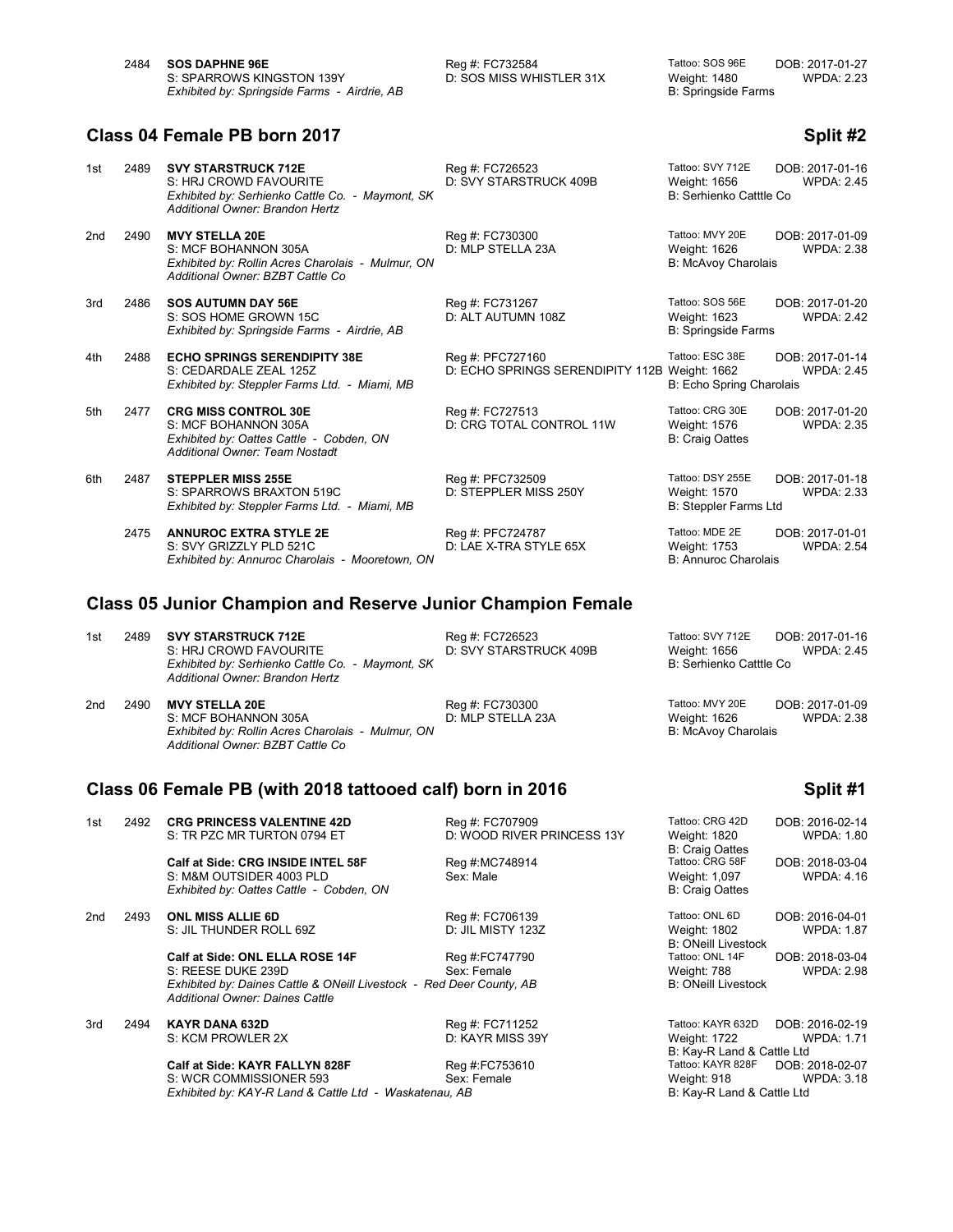2484 **SOS DAPHNE 96E** Reg #: FC732584 Tattoo: SOS 96E DOB: 2017-01-27
S: SPARROWS KINGSTON 139Y D: SOS MISS WHISTLER 31X Weight: 1480 WPDA: 2.23
*Exhibited by: Springside Farms - Airdrie, AB* B: Springside Farms

## Class 04 Female PB born 2017 — Split #2

1st 2489 **SVY STARSTRUCK 712E** Reg #: FC726523 Tattoo: SVY 712E DOB: 2017-01-16
S: HRJ CROWD FAVOURITE D: SVY STARSTRUCK 409B Weight: 1656 WPDA: 2.45
*Exhibited by: Serhienko Cattle Co. - Maymont, SK* B: Serhienko Catttle Co
*Additional Owner: Brandon Hertz*

2nd 2490 **MVY STELLA 20E** Reg #: FC730300 Tattoo: MVY 20E DOB: 2017-01-09
S: MCF BOHANNON 305A D: MLP STELLA 23A Weight: 1626 WPDA: 2.38
*Exhibited by: Rollin Acres Charolais - Mulmur, ON* B: McAvoy Charolais
*Additional Owner: BZBT Cattle Co*

3rd 2486 **SOS AUTUMN DAY 56E** Reg #: FC731267 Tattoo: SOS 56E DOB: 2017-01-20
S: SOS HOME GROWN 15C D: ALT AUTUMN 108Z Weight: 1623 WPDA: 2.42
*Exhibited by: Springside Farms - Airdrie, AB* B: Springside Farms

4th 2488 **ECHO SPRINGS SERENDIPITY 38E** Reg #: PFC727160 Tattoo: ESC 38E DOB: 2017-01-14
S: CEDARDALE ZEAL 125Z D: ECHO SPRINGS SERENDIPITY 112B Weight: 1662 WPDA: 2.45
*Exhibited by: Steppler Farms Ltd. - Miami, MB* B: Echo Spring Charolais

5th 2477 **CRG MISS CONTROL 30E** Reg #: FC727513 Tattoo: CRG 30E DOB: 2017-01-20
S: MCF BOHANNON 305A D: CRG TOTAL CONTROL 11W Weight: 1576 WPDA: 2.35
*Exhibited by: Oattes Cattle - Cobden, ON* B: Craig Oattes
*Additional Owner: Team Nostadt*

6th 2487 **STEPPLER MISS 255E** Reg #: PFC732509 Tattoo: DSY 255E DOB: 2017-01-18
S: SPARROWS BRAXTON 519C D: STEPPLER MISS 250Y Weight: 1570 WPDA: 2.33
*Exhibited by: Steppler Farms Ltd. - Miami, MB* B: Steppler Farms Ltd

2475 **ANNUROC EXTRA STYLE 2E** Reg #: PFC724787 Tattoo: MDE 2E DOB: 2017-01-01
S: SVY GRIZZLY PLD 521C D: LAE X-TRA STYLE 65X Weight: 1753 WPDA: 2.54
*Exhibited by: Annuroc Charolais - Mooretown, ON* B: Annuroc Charolais

## Class 05 Junior Champion and Reserve Junior Champion Female

1st 2489 **SVY STARSTRUCK 712E** Reg #: FC726523 Tattoo: SVY 712E DOB: 2017-01-16
S: HRJ CROWD FAVOURITE D: SVY STARSTRUCK 409B Weight: 1656 WPDA: 2.45
*Exhibited by: Serhienko Cattle Co. - Maymont, SK* B: Serhienko Catttle Co
*Additional Owner: Brandon Hertz*

2nd 2490 **MVY STELLA 20E** Reg #: FC730300 Tattoo: MVY 20E DOB: 2017-01-09
S: MCF BOHANNON 305A D: MLP STELLA 23A Weight: 1626 WPDA: 2.38
*Exhibited by: Rollin Acres Charolais - Mulmur, ON* B: McAvoy Charolais
*Additional Owner: BZBT Cattle Co*

## Class 06 Female PB (with 2018 tattooed calf) born in 2016 — Split #1

1st 2492 **CRG PRINCESS VALENTINE 42D** Reg #: FC707909 Tattoo: CRG 42D DOB: 2016-02-14
S: TR PZC MR TURTON 0794 ET D: WOOD RIVER PRINCESS 13Y Weight: 1820 WPDA: 1.80
B: Craig Oattes
**Calf at Side: CRG INSIDE INTEL 58F** Reg #:MC748914 Tattoo: CRG 58F DOB: 2018-03-04
S: M&M OUTSIDER 4003 PLD Sex: Male Weight: 1,097 WPDA: 4.16
*Exhibited by: Oattes Cattle - Cobden, ON* B: Craig Oattes

2nd 2493 **ONL MISS ALLIE 6D** Reg #: FC706139 Tattoo: ONL 6D DOB: 2016-04-01
S: JIL THUNDER ROLL 69Z D: JIL MISTY 123Z Weight: 1802 WPDA: 1.87
B: ONeill Livestock
**Calf at Side: ONL ELLA ROSE 14F** Reg #:FC747790 Tattoo: ONL 14F DOB: 2018-03-04
S: REESE DUKE 239D Sex: Female Weight: 788 WPDA: 2.98
*Exhibited by: Daines Cattle & ONeill Livestock - Red Deer County, AB* B: ONeill Livestock
*Additional Owner: Daines Cattle*

3rd 2494 **KAYR DANA 632D** Reg #: FC711252 Tattoo: KAYR 632D DOB: 2016-02-19
S: KCM PROWLER 2X D: KAYR MISS 39Y Weight: 1722 WPDA: 1.71
B: Kay-R Land & Cattle Ltd
**Calf at Side: KAYR FALLYN 828F** Reg #:FC753610 Tattoo: KAYR 828F DOB: 2018-02-07
S: WCR COMMISSIONER 593 Sex: Female Weight: 918 WPDA: 3.18
*Exhibited by: KAY-R Land & Cattle Ltd - Waskatenau, AB* B: Kay-R Land & Cattle Ltd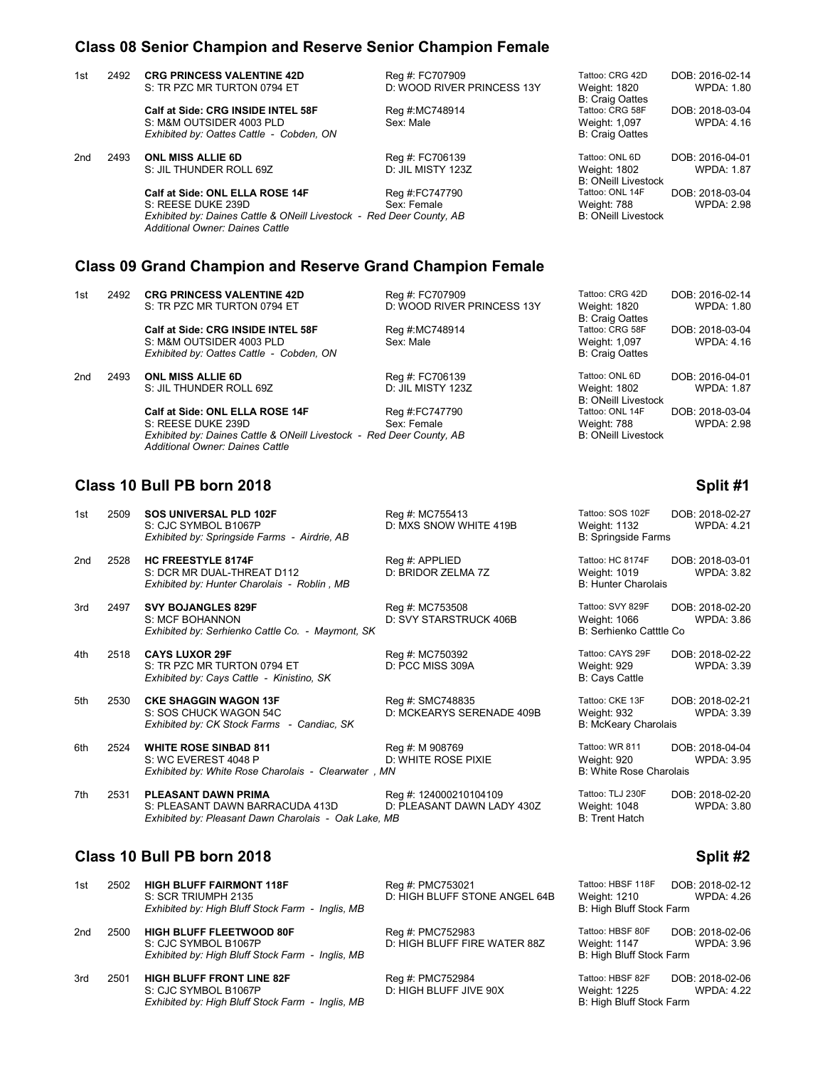## Class 08 Senior Champion and Reserve Senior Champion Female

| Place | No. | Name / Sire | Reg # / Dam | Tattoo / Weight / Breeder | DOB / WPDA |
|---|---|---|---|---|---|
| 1st | 2492 | **CRG PRINCESS VALENTINE 42D** | Reg #: FC707909 | Tattoo: CRG 42D | DOB: 2016-02-14 |
| | | S: TR PZC MR TURTON 0794 ET | D: WOOD RIVER PRINCESS 13Y | Weight: 1820 | WPDA: 1.80 |
| | | | | B: Craig Oattes | |
| | | **Calf at Side: CRG INSIDE INTEL 58F** | Reg #:MC748914 | Tattoo: CRG 58F | DOB: 2018-03-04 |
| | | S: M&M OUTSIDER 4003 PLD | Sex: Male | Weight: 1,097 | WPDA: 4.16 |
| | | *Exhibited by: Oattes Cattle - Cobden, ON* | | B: Craig Oattes | |
| 2nd | 2493 | **ONL MISS ALLIE 6D** | Reg #: FC706139 | Tattoo: ONL 6D | DOB: 2016-04-01 |
| | | S: JIL THUNDER ROLL 69Z | D: JIL MISTY 123Z | Weight: 1802 | WPDA: 1.87 |
| | | | | B: ONeill Livestock | |
| | | **Calf at Side: ONL ELLA ROSE 14F** | Reg #:FC747790 | Tattoo: ONL 14F | DOB: 2018-03-04 |
| | | S: REESE DUKE 239D | Sex: Female | Weight: 788 | WPDA: 2.98 |
| | | *Exhibited by: Daines Cattle & ONeill Livestock - Red Deer County, AB* | | B: ONeill Livestock | |
| | | *Additional Owner: Daines Cattle* | | | |

## Class 09 Grand Champion and Reserve Grand Champion Female

| Place | No. | Name / Sire | Reg # / Dam | Tattoo / Weight / Breeder | DOB / WPDA |
|---|---|---|---|---|---|
| 1st | 2492 | **CRG PRINCESS VALENTINE 42D** | Reg #: FC707909 | Tattoo: CRG 42D | DOB: 2016-02-14 |
| | | S: TR PZC MR TURTON 0794 ET | D: WOOD RIVER PRINCESS 13Y | Weight: 1820 | WPDA: 1.80 |
| | | | | B: Craig Oattes | |
| | | **Calf at Side: CRG INSIDE INTEL 58F** | Reg #:MC748914 | Tattoo: CRG 58F | DOB: 2018-03-04 |
| | | S: M&M OUTSIDER 4003 PLD | Sex: Male | Weight: 1,097 | WPDA: 4.16 |
| | | *Exhibited by: Oattes Cattle - Cobden, ON* | | B: Craig Oattes | |
| 2nd | 2493 | **ONL MISS ALLIE 6D** | Reg #: FC706139 | Tattoo: ONL 6D | DOB: 2016-04-01 |
| | | S: JIL THUNDER ROLL 69Z | D: JIL MISTY 123Z | Weight: 1802 | WPDA: 1.87 |
| | | | | B: ONeill Livestock | |
| | | **Calf at Side: ONL ELLA ROSE 14F** | Reg #:FC747790 | Tattoo: ONL 14F | DOB: 2018-03-04 |
| | | S: REESE DUKE 239D | Sex: Female | Weight: 788 | WPDA: 2.98 |
| | | *Exhibited by: Daines Cattle & ONeill Livestock - Red Deer County, AB* | | B: ONeill Livestock | |
| | | *Additional Owner: Daines Cattle* | | | |

## Class 10 Bull PB born 2018 — Split #1

| Place | No. | Name / Sire | Reg # / Dam | Tattoo / Weight / Breeder | DOB / WPDA |
|---|---|---|---|---|---|
| 1st | 2509 | **SOS UNIVERSAL PLD 102F** | Reg #: MC755413 | Tattoo: SOS 102F | DOB: 2018-02-27 |
| | | S: CJC SYMBOL B1067P | D: MXS SNOW WHITE 419B | Weight: 1132 | WPDA: 4.21 |
| | | *Exhibited by: Springside Farms - Airdrie, AB* | | B: Springside Farms | |
| 2nd | 2528 | **HC FREESTYLE 8174F** | Reg #: APPLIED | Tattoo: HC 8174F | DOB: 2018-03-01 |
| | | S: DCR MR DUAL-THREAT D112 | D: BRIDOR ZELMA 7Z | Weight: 1019 | WPDA: 3.82 |
| | | *Exhibited by: Hunter Charolais - Roblin , MB* | | B: Hunter Charolais | |
| 3rd | 2497 | **SVY BOJANGLES 829F** | Reg #: MC753508 | Tattoo: SVY 829F | DOB: 2018-02-20 |
| | | S: MCF BOHANNON | D: SVY STARSTRUCK 406B | Weight: 1066 | WPDA: 3.86 |
| | | *Exhibited by: Serhienko Cattle Co. - Maymont, SK* | | B: Serhienko Catttle Co | |
| 4th | 2518 | **CAYS LUXOR 29F** | Reg #: MC750392 | Tattoo: CAYS 29F | DOB: 2018-02-22 |
| | | S: TR PZC MR TURTON 0794 ET | D: PCC MISS 309A | Weight: 929 | WPDA: 3.39 |
| | | *Exhibited by: Cays Cattle - Kinistino, SK* | | B: Cays Cattle | |
| 5th | 2530 | **CKE SHAGGIN WAGON 13F** | Reg #: SMC748835 | Tattoo: CKE 13F | DOB: 2018-02-21 |
| | | S: SOS CHUCK WAGON 54C | D: MCKEARYS SERENADE 409B | Weight: 932 | WPDA: 3.39 |
| | | *Exhibited by: CK Stock Farms - Candiac, SK* | | B: McKeary Charolais | |
| 6th | 2524 | **WHITE ROSE SINBAD 811** | Reg #: M 908769 | Tattoo: WR 811 | DOB: 2018-04-04 |
| | | S: WC EVEREST 4048 P | D: WHITE ROSE PIXIE | Weight: 920 | WPDA: 3.95 |
| | | *Exhibited by: White Rose Charolais - Clearwater , MN* | | B: White Rose Charolais | |
| 7th | 2531 | **PLEASANT DAWN PRIMA** | Reg #: 124000210104109 | Tattoo: TLJ 230F | DOB: 2018-02-20 |
| | | S: PLEASANT DAWN BARRACUDA 413D | D: PLEASANT DAWN LADY 430Z | Weight: 1048 | WPDA: 3.80 |
| | | *Exhibited by: Pleasant Dawn Charolais - Oak Lake, MB* | | B: Trent Hatch | |

## Class 10 Bull PB born 2018 — Split #2

| Place | No. | Name / Sire | Reg # / Dam | Tattoo / Weight / Breeder | DOB / WPDA |
|---|---|---|---|---|---|
| 1st | 2502 | **HIGH BLUFF FAIRMONT 118F** | Reg #: PMC753021 | Tattoo: HBSF 118F | DOB: 2018-02-12 |
| | | S: SCR TRIUMPH 2135 | D: HIGH BLUFF STONE ANGEL 64B | Weight: 1210 | WPDA: 4.26 |
| | | *Exhibited by: High Bluff Stock Farm - Inglis, MB* | | B: High Bluff Stock Farm | |
| 2nd | 2500 | **HIGH BLUFF FLEETWOOD 80F** | Reg #: PMC752983 | Tattoo: HBSF 80F | DOB: 2018-02-06 |
| | | S: CJC SYMBOL B1067P | D: HIGH BLUFF FIRE WATER 88Z | Weight: 1147 | WPDA: 3.96 |
| | | *Exhibited by: High Bluff Stock Farm - Inglis, MB* | | B: High Bluff Stock Farm | |
| 3rd | 2501 | **HIGH BLUFF FRONT LINE 82F** | Reg #: PMC752984 | Tattoo: HBSF 82F | DOB: 2018-02-06 |
| | | S: CJC SYMBOL B1067P | D: HIGH BLUFF JIVE 90X | Weight: 1225 | WPDA: 4.22 |
| | | *Exhibited by: High Bluff Stock Farm - Inglis, MB* | | B: High Bluff Stock Farm | |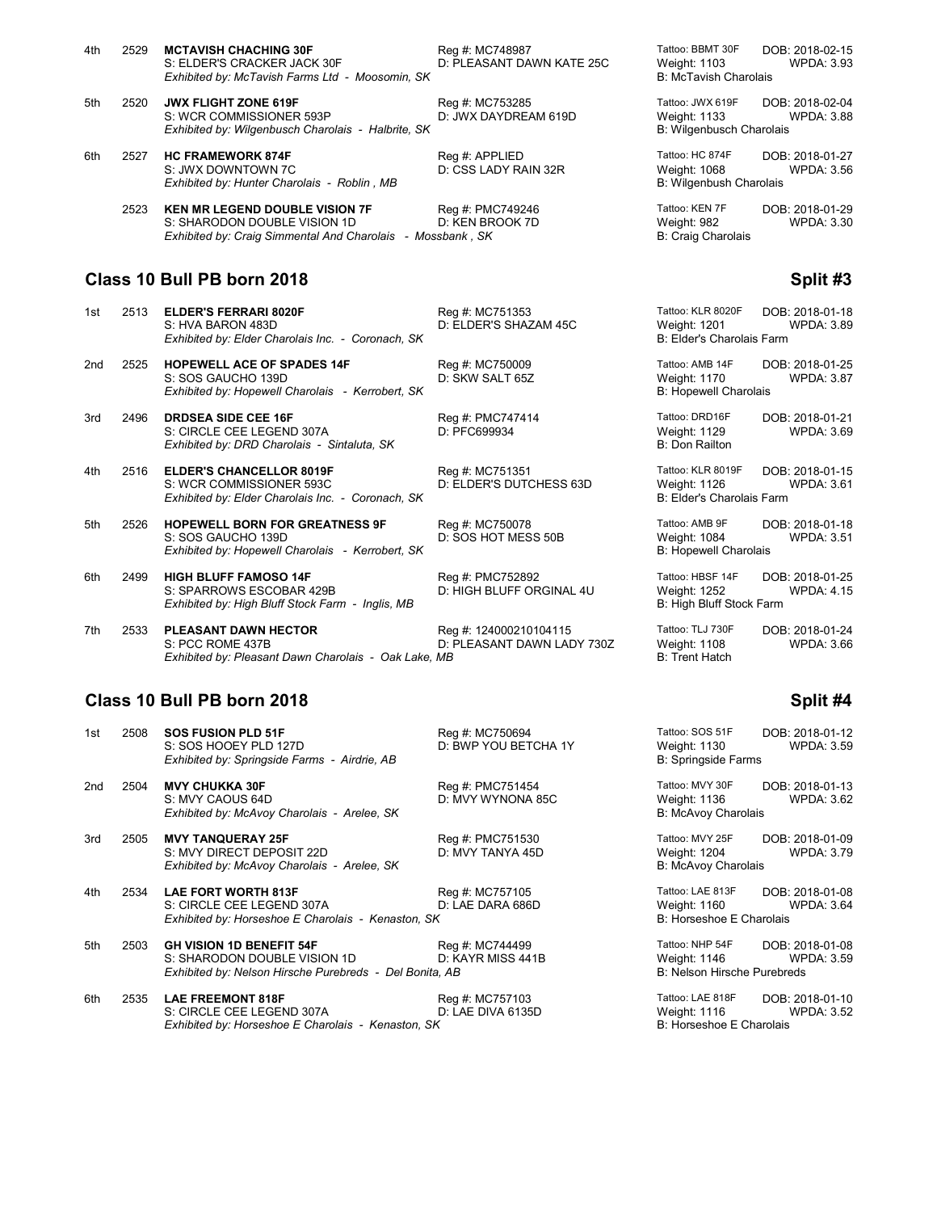4th 2529 **MCTAVISH CHACHING 30F** Reg #: MC748987 Tattoo: BBMT 30F DOB: 2018-02-15
S: ELDER'S CRACKER JACK 30F D: PLEASANT DAWN KATE 25C Weight: 1103 WPDA: 3.93
*Exhibited by: McTavish Farms Ltd - Moosomin, SK* B: McTavish Charolais

5th 2520 **JWX FLIGHT ZONE 619F** Reg #: MC753285 Tattoo: JWX 619F DOB: 2018-02-04
S: WCR COMMISSIONER 593P D: JWX DAYDREAM 619D Weight: 1133 WPDA: 3.88
*Exhibited by: Wilgenbusch Charolais - Halbrite, SK* B: Wilgenbusch Charolais

6th 2527 **HC FRAMEWORK 874F** Reg #: APPLIED Tattoo: HC 874F DOB: 2018-01-27
S: JWX DOWNTOWN 7C D: CSS LADY RAIN 32R Weight: 1068 WPDA: 3.56
*Exhibited by: Hunter Charolais - Roblin , MB* B: Wilgenbush Charolais

2523 **KEN MR LEGEND DOUBLE VISION 7F** Reg #: PMC749246 Tattoo: KEN 7F DOB: 2018-01-29
S: SHARODON DOUBLE VISION 1D D: KEN BROOK 7D Weight: 982 WPDA: 3.30
*Exhibited by: Craig Simmental And Charolais - Mossbank , SK* B: Craig Charolais

## Class 10 Bull PB born 2018 — Split #3

1st 2513 **ELDER'S FERRARI 8020F** Reg #: MC751353 Tattoo: KLR 8020F DOB: 2018-01-18
S: HVA BARON 483D D: ELDER'S SHAZAM 45C Weight: 1201 WPDA: 3.89
*Exhibited by: Elder Charolais Inc. - Coronach, SK* B: Elder's Charolais Farm

2nd 2525 **HOPEWELL ACE OF SPADES 14F** Reg #: MC750009 Tattoo: AMB 14F DOB: 2018-01-25
S: SOS GAUCHO 139D D: SKW SALT 65Z Weight: 1170 WPDA: 3.87
*Exhibited by: Hopewell Charolais - Kerrobert, SK* B: Hopewell Charolais

3rd 2496 **DRDSEA SIDE CEE 16F** Reg #: PMC747414 Tattoo: DRD16F DOB: 2018-01-21
S: CIRCLE CEE LEGEND 307A D: PFC699934 Weight: 1129 WPDA: 3.69
*Exhibited by: DRD Charolais - Sintaluta, SK* B: Don Railton

4th 2516 **ELDER'S CHANCELLOR 8019F** Reg #: MC751351 Tattoo: KLR 8019F DOB: 2018-01-15
S: WCR COMMISSIONER 593C D: ELDER'S DUTCHESS 63D Weight: 1126 WPDA: 3.61
*Exhibited by: Elder Charolais Inc. - Coronach, SK* B: Elder's Charolais Farm

5th 2526 **HOPEWELL BORN FOR GREATNESS 9F** Reg #: MC750078 Tattoo: AMB 9F DOB: 2018-01-18
S: SOS GAUCHO 139D D: SOS HOT MESS 50B Weight: 1084 WPDA: 3.51
*Exhibited by: Hopewell Charolais - Kerrobert, SK* B: Hopewell Charolais

6th 2499 **HIGH BLUFF FAMOSO 14F** Reg #: PMC752892 Tattoo: HBSF 14F DOB: 2018-01-25
S: SPARROWS ESCOBAR 429B D: HIGH BLUFF ORGINAL 4U Weight: 1252 WPDA: 4.15
*Exhibited by: High Bluff Stock Farm - Inglis, MB* B: High Bluff Stock Farm

7th 2533 **PLEASANT DAWN HECTOR** Reg #: 124000210104115 Tattoo: TLJ 730F DOB: 2018-01-24
S: PCC ROME 437B D: PLEASANT DAWN LADY 730Z Weight: 1108 WPDA: 3.66
*Exhibited by: Pleasant Dawn Charolais - Oak Lake, MB* B: Trent Hatch

## Class 10 Bull PB born 2018 — Split #4

1st 2508 **SOS FUSION PLD 51F** Reg #: MC750694 Tattoo: SOS 51F DOB: 2018-01-12
S: SOS HOOEY PLD 127D D: BWP YOU BETCHA 1Y Weight: 1130 WPDA: 3.59
*Exhibited by: Springside Farms - Airdrie, AB* B: Springside Farms

2nd 2504 **MVY CHUKKA 30F** Reg #: PMC751454 Tattoo: MVY 30F DOB: 2018-01-13
S: MVY CAOUS 64D D: MVY WYNONA 85C Weight: 1136 WPDA: 3.62
*Exhibited by: McAvoy Charolais - Arelee, SK* B: McAvoy Charolais

3rd 2505 **MVY TANQUERAY 25F** Reg #: PMC751530 Tattoo: MVY 25F DOB: 2018-01-09
S: MVY DIRECT DEPOSIT 22D D: MVY TANYA 45D Weight: 1204 WPDA: 3.79
*Exhibited by: McAvoy Charolais - Arelee, SK* B: McAvoy Charolais

4th 2534 **LAE FORT WORTH 813F** Reg #: MC757105 Tattoo: LAE 813F DOB: 2018-01-08
S: CIRCLE CEE LEGEND 307A D: LAE DARA 686D Weight: 1160 WPDA: 3.64
*Exhibited by: Horseshoe E Charolais - Kenaston, SK* B: Horseshoe E Charolais

5th 2503 **GH VISION 1D BENEFIT 54F** Reg #: MC744499 Tattoo: NHP 54F DOB: 2018-01-08
S: SHARODON DOUBLE VISION 1D D: KAYR MISS 441B Weight: 1146 WPDA: 3.59
*Exhibited by: Nelson Hirsche Purebreds - Del Bonita, AB* B: Nelson Hirsche Purebreds

6th 2535 **LAE FREEMONT 818F** Reg #: MC757103 Tattoo: LAE 818F DOB: 2018-01-10
S: CIRCLE CEE LEGEND 307A D: LAE DIVA 6135D Weight: 1116 WPDA: 3.52
*Exhibited by: Horseshoe E Charolais - Kenaston, SK* B: Horseshoe E Charolais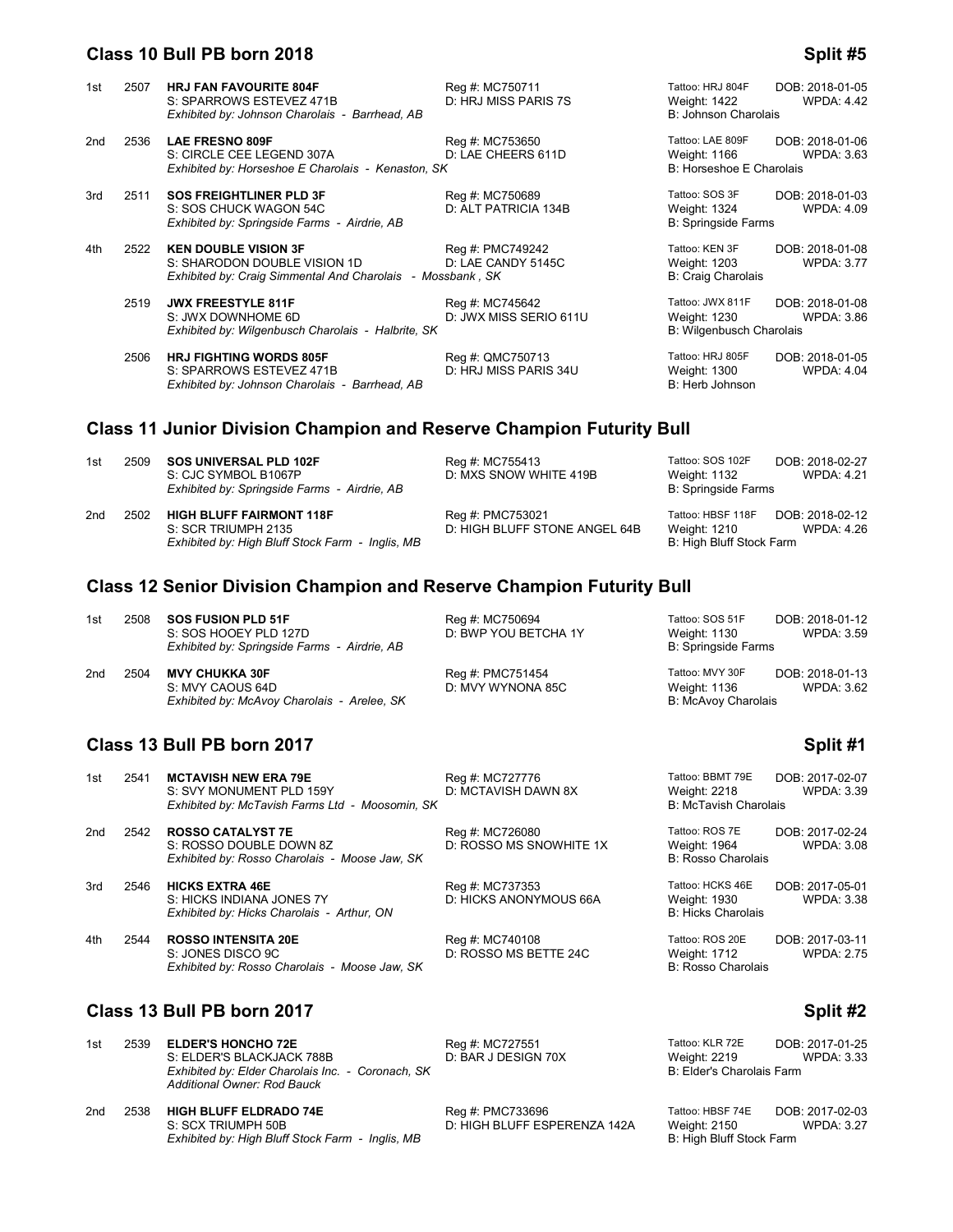## Class 10 Bull PB born 2018 — Split #5

| Place | No. | Name / Sire / Exhibitor | Reg # / Dam | Tattoo / Weight / Breeder | DOB / WPDA |
|---|---|---|---|---|---|
| 1st | 2507 | **HRJ FAN FAVOURITE 804F**<br>S: SPARROWS ESTEVEZ 471B<br>*Exhibited by: Johnson Charolais - Barrhead, AB* | Reg #: MC750711<br>D: HRJ MISS PARIS 7S | Tattoo: HRJ 804F<br>Weight: 1422<br>B: Johnson Charolais | DOB: 2018-01-05<br>WPDA: 4.42 |
| 2nd | 2536 | **LAE FRESNO 809F**<br>S: CIRCLE CEE LEGEND 307A<br>*Exhibited by: Horseshoe E Charolais - Kenaston, SK* | Reg #: MC753650<br>D: LAE CHEERS 611D | Tattoo: LAE 809F<br>Weight: 1166<br>B: Horseshoe E Charolais | DOB: 2018-01-06<br>WPDA: 3.63 |
| 3rd | 2511 | **SOS FREIGHTLINER PLD 3F**<br>S: SOS CHUCK WAGON 54C<br>*Exhibited by: Springside Farms - Airdrie, AB* | Reg #: MC750689<br>D: ALT PATRICIA 134B | Tattoo: SOS 3F<br>Weight: 1324<br>B: Springside Farms | DOB: 2018-01-03<br>WPDA: 4.09 |
| 4th | 2522 | **KEN DOUBLE VISION 3F**<br>S: SHARODON DOUBLE VISION 1D<br>*Exhibited by: Craig Simmental And Charolais - Mossbank , SK* | Reg #: PMC749242<br>D: LAE CANDY 5145C | Tattoo: KEN 3F<br>Weight: 1203<br>B: Craig Charolais | DOB: 2018-01-08<br>WPDA: 3.77 |
| | 2519 | **JWX FREESTYLE 811F**<br>S: JWX DOWNHOME 6D<br>*Exhibited by: Wilgenbusch Charolais - Halbrite, SK* | Reg #: MC745642<br>D: JWX MISS SERIO 611U | Tattoo: JWX 811F<br>Weight: 1230<br>B: Wilgenbusch Charolais | DOB: 2018-01-08<br>WPDA: 3.86 |
| | 2506 | **HRJ FIGHTING WORDS 805F**<br>S: SPARROWS ESTEVEZ 471B<br>*Exhibited by: Johnson Charolais - Barrhead, AB* | Reg #: QMC750713<br>D: HRJ MISS PARIS 34U | Tattoo: HRJ 805F<br>Weight: 1300<br>B: Herb Johnson | DOB: 2018-01-05<br>WPDA: 4.04 |

## Class 11 Junior Division Champion and Reserve Champion Futurity Bull

| Place | No. | Name / Sire / Exhibitor | Reg # / Dam | Tattoo / Weight / Breeder | DOB / WPDA |
|---|---|---|---|---|---|
| 1st | 2509 | **SOS UNIVERSAL PLD 102F**<br>S: CJC SYMBOL B1067P<br>*Exhibited by: Springside Farms - Airdrie, AB* | Reg #: MC755413<br>D: MXS SNOW WHITE 419B | Tattoo: SOS 102F<br>Weight: 1132<br>B: Springside Farms | DOB: 2018-02-27<br>WPDA: 4.21 |
| 2nd | 2502 | **HIGH BLUFF FAIRMONT 118F**<br>S: SCR TRIUMPH 2135<br>*Exhibited by: High Bluff Stock Farm - Inglis, MB* | Reg #: PMC753021<br>D: HIGH BLUFF STONE ANGEL 64B | Tattoo: HBSF 118F<br>Weight: 1210<br>B: High Bluff Stock Farm | DOB: 2018-02-12<br>WPDA: 4.26 |

## Class 12 Senior Division Champion and Reserve Champion Futurity Bull

| Place | No. | Name / Sire / Exhibitor | Reg # / Dam | Tattoo / Weight / Breeder | DOB / WPDA |
|---|---|---|---|---|---|
| 1st | 2508 | **SOS FUSION PLD 51F**<br>S: SOS HOOEY PLD 127D<br>*Exhibited by: Springside Farms - Airdrie, AB* | Reg #: MC750694<br>D: BWP YOU BETCHA 1Y | Tattoo: SOS 51F<br>Weight: 1130<br>B: Springside Farms | DOB: 2018-01-12<br>WPDA: 3.59 |
| 2nd | 2504 | **MVY CHUKKA 30F**<br>S: MVY CAOUS 64D<br>*Exhibited by: McAvoy Charolais - Arelee, SK* | Reg #: PMC751454<br>D: MVY WYNONA 85C | Tattoo: MVY 30F<br>Weight: 1136<br>B: McAvoy Charolais | DOB: 2018-01-13<br>WPDA: 3.62 |

## Class 13 Bull PB born 2017 — Split #1

| Place | No. | Name / Sire / Exhibitor | Reg # / Dam | Tattoo / Weight / Breeder | DOB / WPDA |
|---|---|---|---|---|---|
| 1st | 2541 | **MCTAVISH NEW ERA 79E**<br>S: SVY MONUMENT PLD 159Y<br>*Exhibited by: McTavish Farms Ltd - Moosomin, SK* | Reg #: MC727776<br>D: MCTAVISH DAWN 8X | Tattoo: BBMT 79E<br>Weight: 2218<br>B: McTavish Charolais | DOB: 2017-02-07<br>WPDA: 3.39 |
| 2nd | 2542 | **ROSSO CATALYST 7E**<br>S: ROSSO DOUBLE DOWN 8Z<br>*Exhibited by: Rosso Charolais - Moose Jaw, SK* | Reg #: MC726080<br>D: ROSSO MS SNOWHITE 1X | Tattoo: ROS 7E<br>Weight: 1964<br>B: Rosso Charolais | DOB: 2017-02-24<br>WPDA: 3.08 |
| 3rd | 2546 | **HICKS EXTRA 46E**<br>S: HICKS INDIANA JONES 7Y<br>*Exhibited by: Hicks Charolais - Arthur, ON* | Reg #: MC737353<br>D: HICKS ANONYMOUS 66A | Tattoo: HCKS 46E<br>Weight: 1930<br>B: Hicks Charolais | DOB: 2017-05-01<br>WPDA: 3.38 |
| 4th | 2544 | **ROSSO INTENSITA 20E**<br>S: JONES DISCO 9C<br>*Exhibited by: Rosso Charolais - Moose Jaw, SK* | Reg #: MC740108<br>D: ROSSO MS BETTE 24C | Tattoo: ROS 20E<br>Weight: 1712<br>B: Rosso Charolais | DOB: 2017-03-11<br>WPDA: 2.75 |

## Class 13 Bull PB born 2017 — Split #2

| Place | No. | Name / Sire / Exhibitor | Reg # / Dam | Tattoo / Weight / Breeder | DOB / WPDA |
|---|---|---|---|---|---|
| 1st | 2539 | **ELDER'S HONCHO 72E**<br>S: ELDER'S BLACKJACK 788B<br>*Exhibited by: Elder Charolais Inc. - Coronach, SK*<br>*Additional Owner: Rod Bauck* | Reg #: MC727551<br>D: BAR J DESIGN 70X | Tattoo: KLR 72E<br>Weight: 2219<br>B: Elder's Charolais Farm | DOB: 2017-01-25<br>WPDA: 3.33 |
| 2nd | 2538 | **HIGH BLUFF ELDRADO 74E**<br>S: SCX TRIUMPH 50B<br>*Exhibited by: High Bluff Stock Farm - Inglis, MB* | Reg #: PMC733696<br>D: HIGH BLUFF ESPERENZA 142A | Tattoo: HBSF 74E<br>Weight: 2150<br>B: High Bluff Stock Farm | DOB: 2017-02-03<br>WPDA: 3.27 |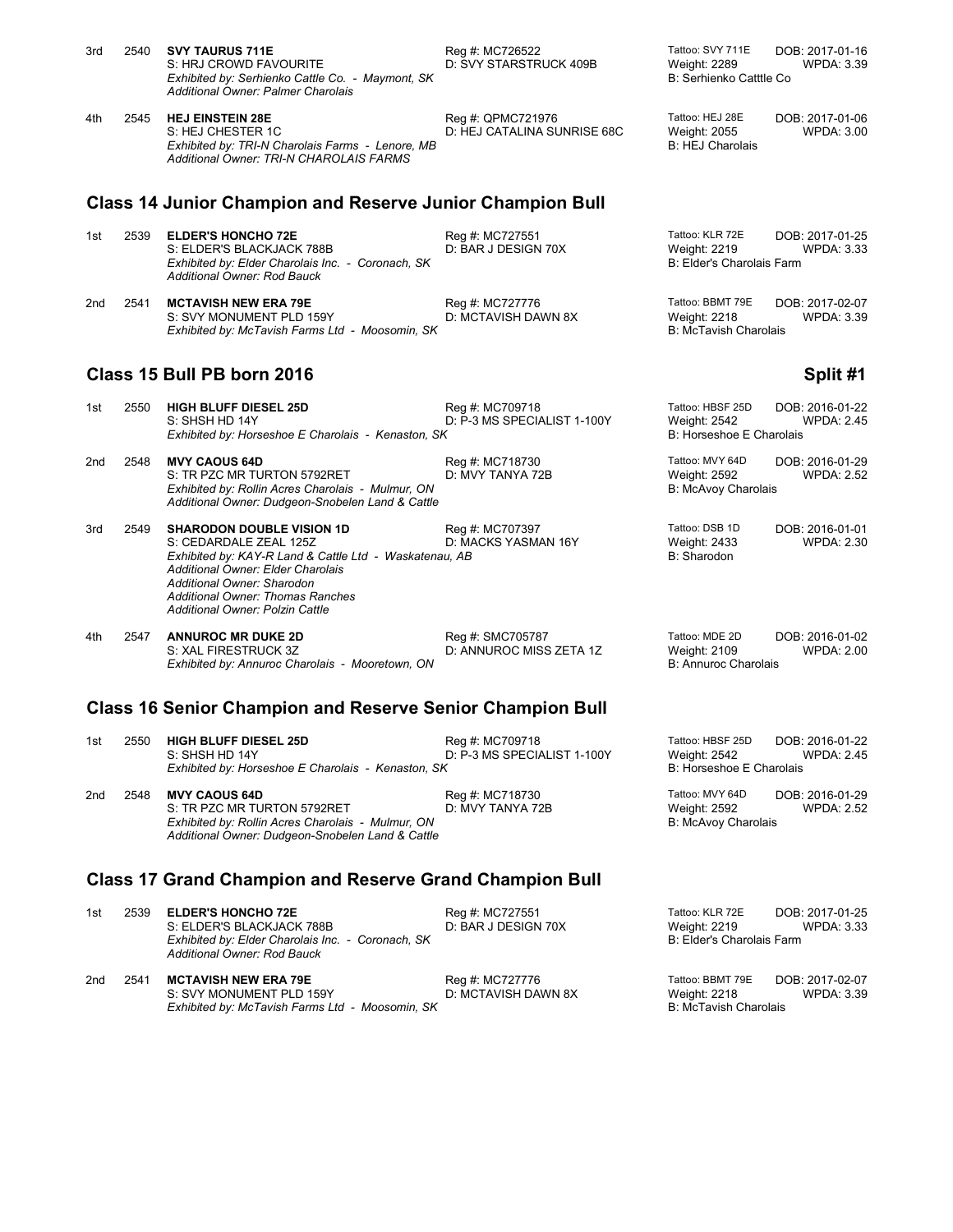| | | | | | |
|---|---|---|---|---|---|
| 3rd | 2540 | **SVY TAURUS 711E**<br>S: HRJ CROWD FAVOURITE<br>*Exhibited by: Serhienko Cattle Co. - Maymont, SK*<br>*Additional Owner: Palmer Charolais* | Reg #: MC726522<br>D: SVY STARSTRUCK 409B | Tattoo: SVY 711E<br>Weight: 2289<br>B: Serhienko Catttle Co | DOB: 2017-01-16<br>WPDA: 3.39 |
| 4th | 2545 | **HEJ EINSTEIN 28E**<br>S: HEJ CHESTER 1C<br>*Exhibited by: TRI-N Charolais Farms - Lenore, MB*<br>*Additional Owner: TRI-N CHAROLAIS FARMS* | Reg #: QPMC721976<br>D: HEJ CATALINA SUNRISE 68C | Tattoo: HEJ 28E<br>Weight: 2055<br>B: HEJ Charolais | DOB: 2017-01-06<br>WPDA: 3.00 |

## Class 14 Junior Champion and Reserve Junior Champion Bull

| | | | | | |
|---|---|---|---|---|---|
| 1st | 2539 | **ELDER'S HONCHO 72E**<br>S: ELDER'S BLACKJACK 788B<br>*Exhibited by: Elder Charolais Inc. - Coronach, SK*<br>*Additional Owner: Rod Bauck* | Reg #: MC727551<br>D: BAR J DESIGN 70X | Tattoo: KLR 72E<br>Weight: 2219<br>B: Elder's Charolais Farm | DOB: 2017-01-25<br>WPDA: 3.33 |
| 2nd | 2541 | **MCTAVISH NEW ERA 79E**<br>S: SVY MONUMENT PLD 159Y<br>*Exhibited by: McTavish Farms Ltd - Moosomin, SK* | Reg #: MC727776<br>D: MCTAVISH DAWN 8X | Tattoo: BBMT 79E<br>Weight: 2218<br>B: McTavish Charolais | DOB: 2017-02-07<br>WPDA: 3.39 |

## Class 15 Bull PB born 2016 — Split #1

| | | | | | |
|---|---|---|---|---|---|
| 1st | 2550 | **HIGH BLUFF DIESEL 25D**<br>S: SHSH HD 14Y<br>*Exhibited by: Horseshoe E Charolais - Kenaston, SK* | Reg #: MC709718<br>D: P-3 MS SPECIALIST 1-100Y | Tattoo: HBSF 25D<br>Weight: 2542<br>B: Horseshoe E Charolais | DOB: 2016-01-22<br>WPDA: 2.45 |
| 2nd | 2548 | **MVY CAOUS 64D**<br>S: TR PZC MR TURTON 5792RET<br>*Exhibited by: Rollin Acres Charolais - Mulmur, ON*<br>*Additional Owner: Dudgeon-Snobelen Land & Cattle* | Reg #: MC718730<br>D: MVY TANYA 72B | Tattoo: MVY 64D<br>Weight: 2592<br>B: McAvoy Charolais | DOB: 2016-01-29<br>WPDA: 2.52 |
| 3rd | 2549 | **SHARODON DOUBLE VISION 1D**<br>S: CEDARDALE ZEAL 125Z<br>*Exhibited by: KAY-R Land & Cattle Ltd - Waskatenau, AB*<br>*Additional Owner: Elder Charolais*<br>*Additional Owner: Sharodon*<br>*Additional Owner: Thomas Ranches*<br>*Additional Owner: Polzin Cattle* | Reg #: MC707397<br>D: MACKS YASMAN 16Y | Tattoo: DSB 1D<br>Weight: 2433<br>B: Sharodon | DOB: 2016-01-01<br>WPDA: 2.30 |
| 4th | 2547 | **ANNUROC MR DUKE 2D**<br>S: XAL FIRESTRUCK 3Z<br>*Exhibited by: Annuroc Charolais - Mooretown, ON* | Reg #: SMC705787<br>D: ANNUROC MISS ZETA 1Z | Tattoo: MDE 2D<br>Weight: 2109<br>B: Annuroc Charolais | DOB: 2016-01-02<br>WPDA: 2.00 |

## Class 16 Senior Champion and Reserve Senior Champion Bull

| | | | | | |
|---|---|---|---|---|---|
| 1st | 2550 | **HIGH BLUFF DIESEL 25D**<br>S: SHSH HD 14Y<br>*Exhibited by: Horseshoe E Charolais - Kenaston, SK* | Reg #: MC709718<br>D: P-3 MS SPECIALIST 1-100Y | Tattoo: HBSF 25D<br>Weight: 2542<br>B: Horseshoe E Charolais | DOB: 2016-01-22<br>WPDA: 2.45 |
| 2nd | 2548 | **MVY CAOUS 64D**<br>S: TR PZC MR TURTON 5792RET<br>*Exhibited by: Rollin Acres Charolais - Mulmur, ON*<br>*Additional Owner: Dudgeon-Snobelen Land & Cattle* | Reg #: MC718730<br>D: MVY TANYA 72B | Tattoo: MVY 64D<br>Weight: 2592<br>B: McAvoy Charolais | DOB: 2016-01-29<br>WPDA: 2.52 |

## Class 17 Grand Champion and Reserve Grand Champion Bull

| | | | | | |
|---|---|---|---|---|---|
| 1st | 2539 | **ELDER'S HONCHO 72E**<br>S: ELDER'S BLACKJACK 788B<br>*Exhibited by: Elder Charolais Inc. - Coronach, SK*<br>*Additional Owner: Rod Bauck* | Reg #: MC727551<br>D: BAR J DESIGN 70X | Tattoo: KLR 72E<br>Weight: 2219<br>B: Elder's Charolais Farm | DOB: 2017-01-25<br>WPDA: 3.33 |
| 2nd | 2541 | **MCTAVISH NEW ERA 79E**<br>S: SVY MONUMENT PLD 159Y<br>*Exhibited by: McTavish Farms Ltd - Moosomin, SK* | Reg #: MC727776<br>D: MCTAVISH DAWN 8X | Tattoo: BBMT 79E<br>Weight: 2218<br>B: McTavish Charolais | DOB: 2017-02-07<br>WPDA: 3.39 |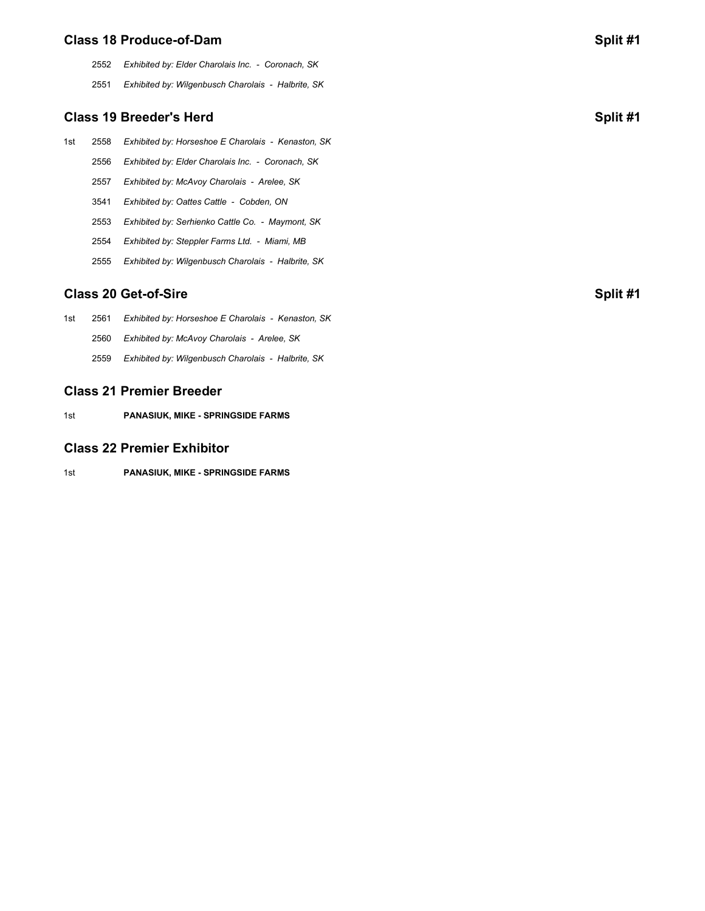## Class 18 Produce-of-Dam

**Split #1**

| | | |
|---|---|---|
| | 2552 | *Exhibited by: Elder Charolais Inc. - Coronach, SK* |
| | 2551 | *Exhibited by: Wilgenbusch Charolais - Halbrite, SK* |

## Class 19 Breeder's Herd

**Split #1**

| | | |
|---|---|---|
| 1st | 2558 | *Exhibited by: Horseshoe E Charolais - Kenaston, SK* |
| | 2556 | *Exhibited by: Elder Charolais Inc. - Coronach, SK* |
| | 2557 | *Exhibited by: McAvoy Charolais - Arelee, SK* |
| | 3541 | *Exhibited by: Oattes Cattle - Cobden, ON* |
| | 2553 | *Exhibited by: Serhienko Cattle Co. - Maymont, SK* |
| | 2554 | *Exhibited by: Steppler Farms Ltd. - Miami, MB* |
| | 2555 | *Exhibited by: Wilgenbusch Charolais - Halbrite, SK* |

## Class 20 Get-of-Sire

**Split #1**

| | | |
|---|---|---|
| 1st | 2561 | *Exhibited by: Horseshoe E Charolais - Kenaston, SK* |
| | 2560 | *Exhibited by: McAvoy Charolais - Arelee, SK* |
| | 2559 | *Exhibited by: Wilgenbusch Charolais - Halbrite, SK* |

## Class 21 Premier Breeder

1st **PANASIUK, MIKE - SPRINGSIDE FARMS**

## Class 22 Premier Exhibitor

1st **PANASIUK, MIKE - SPRINGSIDE FARMS**